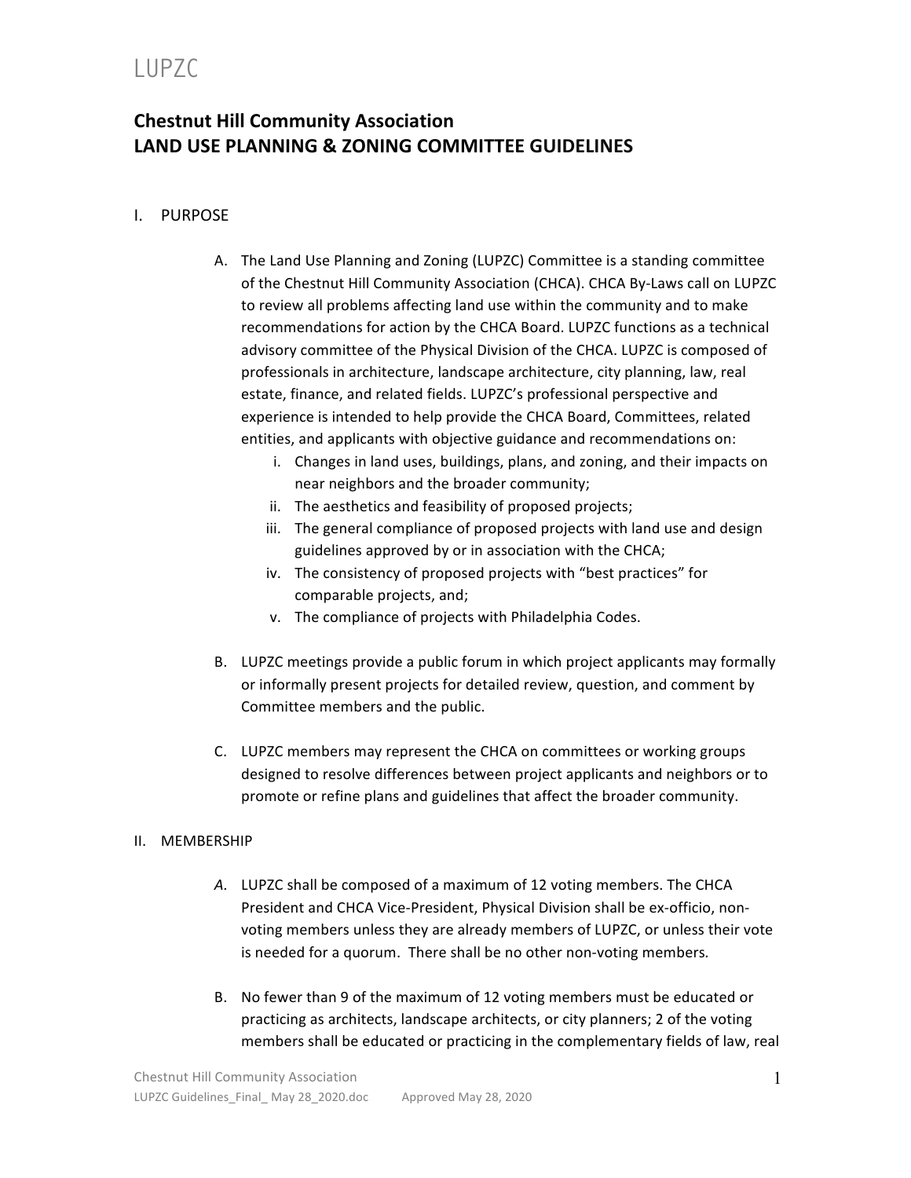# Chestnut Hill Community Association
# LAND USE PLANNING & ZONING COMMITTEE GUIDELINES

## I. PURPOSE

A. The Land Use Planning and Zoning (LUPZC) Committee is a standing committee of the Chestnut Hill Community Association (CHCA). CHCA By-Laws call on LUPZC to review all problems affecting land use within the community and to make recommendations for action by the CHCA Board. LUPZC functions as a technical advisory committee of the Physical Division of the CHCA. LUPZC is composed of professionals in architecture, landscape architecture, city planning, law, real estate, finance, and related fields. LUPZC's professional perspective and experience is intended to help provide the CHCA Board, Committees, related entities, and applicants with objective guidance and recommendations on:

   i. Changes in land uses, buildings, plans, and zoning, and their impacts on near neighbors and the broader community;
   ii. The aesthetics and feasibility of proposed projects;
   iii. The general compliance of proposed projects with land use and design guidelines approved by or in association with the CHCA;
   iv. The consistency of proposed projects with "best practices" for comparable projects, and;
   v. The compliance of projects with Philadelphia Codes.

B. LUPZC meetings provide a public forum in which project applicants may formally or informally present projects for detailed review, question, and comment by Committee members and the public.

C. LUPZC members may represent the CHCA on committees or working groups designed to resolve differences between project applicants and neighbors or to promote or refine plans and guidelines that affect the broader community.

## II. MEMBERSHIP

*A.* LUPZC shall be composed of a maximum of 12 voting members. The CHCA President and CHCA Vice-President, Physical Division shall be ex-officio, non-voting members unless they are already members of LUPZC, or unless their vote is needed for a quorum. *There shall be no other non-voting members.*

B. No fewer than 9 of the maximum of 12 voting members must be educated or practicing as architects, landscape architects, or city planners; 2 of the voting members shall be educated or practicing in the complementary fields of law, real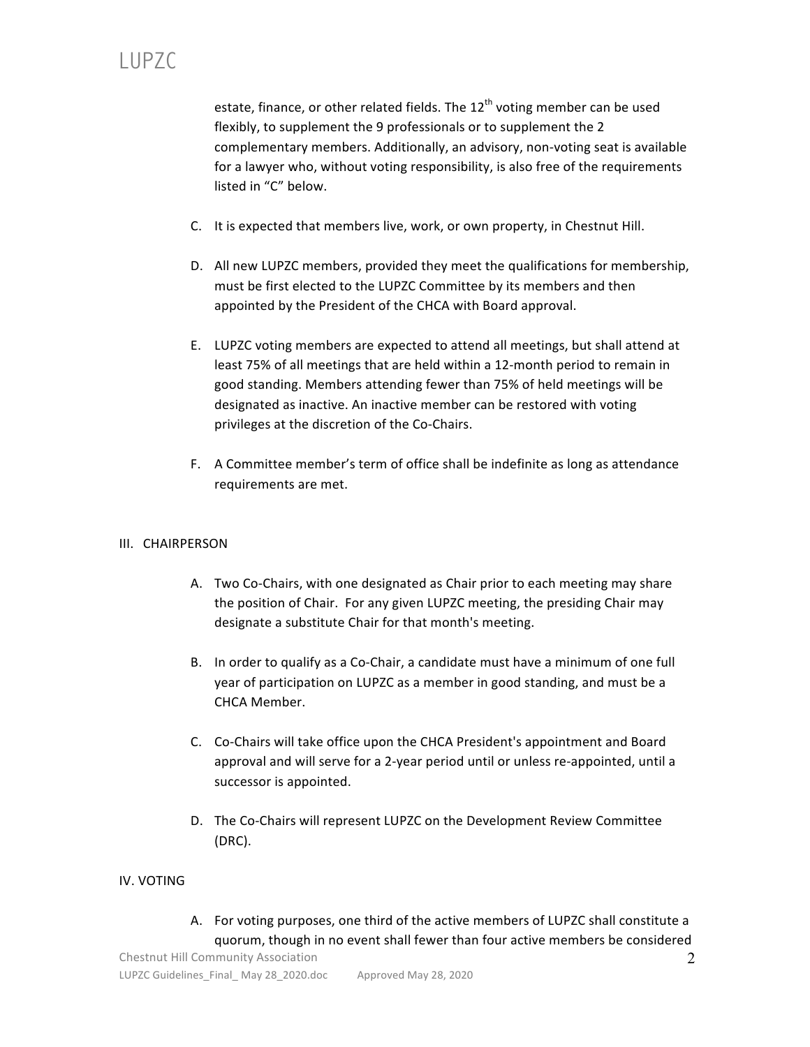estate, finance, or other related fields. The 12th voting member can be used flexibly, to supplement the 9 professionals or to supplement the 2 complementary members. Additionally, an advisory, non-voting seat is available for a lawyer who, without voting responsibility, is also free of the requirements listed in "C" below.

C. It is expected that members live, work, or own property, in Chestnut Hill.

D. All new LUPZC members, provided they meet the qualifications for membership, must be first elected to the LUPZC Committee by its members and then appointed by the President of the CHCA with Board approval.

E. LUPZC voting members are expected to attend all meetings, but shall attend at least 75% of all meetings that are held within a 12-month period to remain in good standing. Members attending fewer than 75% of held meetings will be designated as inactive. An inactive member can be restored with voting privileges at the discretion of the Co-Chairs.

F. A Committee member's term of office shall be indefinite as long as attendance requirements are met.

## III. CHAIRPERSON

A. Two Co-Chairs, with one designated as Chair prior to each meeting may share the position of Chair. For any given LUPZC meeting, the presiding Chair may designate a substitute Chair for that month's meeting.

B. In order to qualify as a Co-Chair, a candidate must have a minimum of one full year of participation on LUPZC as a member in good standing, and must be a CHCA Member.

C. Co-Chairs will take office upon the CHCA President's appointment and Board approval and will serve for a 2-year period until or unless re-appointed, until a successor is appointed.

D. The Co-Chairs will represent LUPZC on the Development Review Committee (DRC).

## IV. VOTING

A. For voting purposes, one third of the active members of LUPZC shall constitute a quorum, though in no event shall fewer than four active members be considered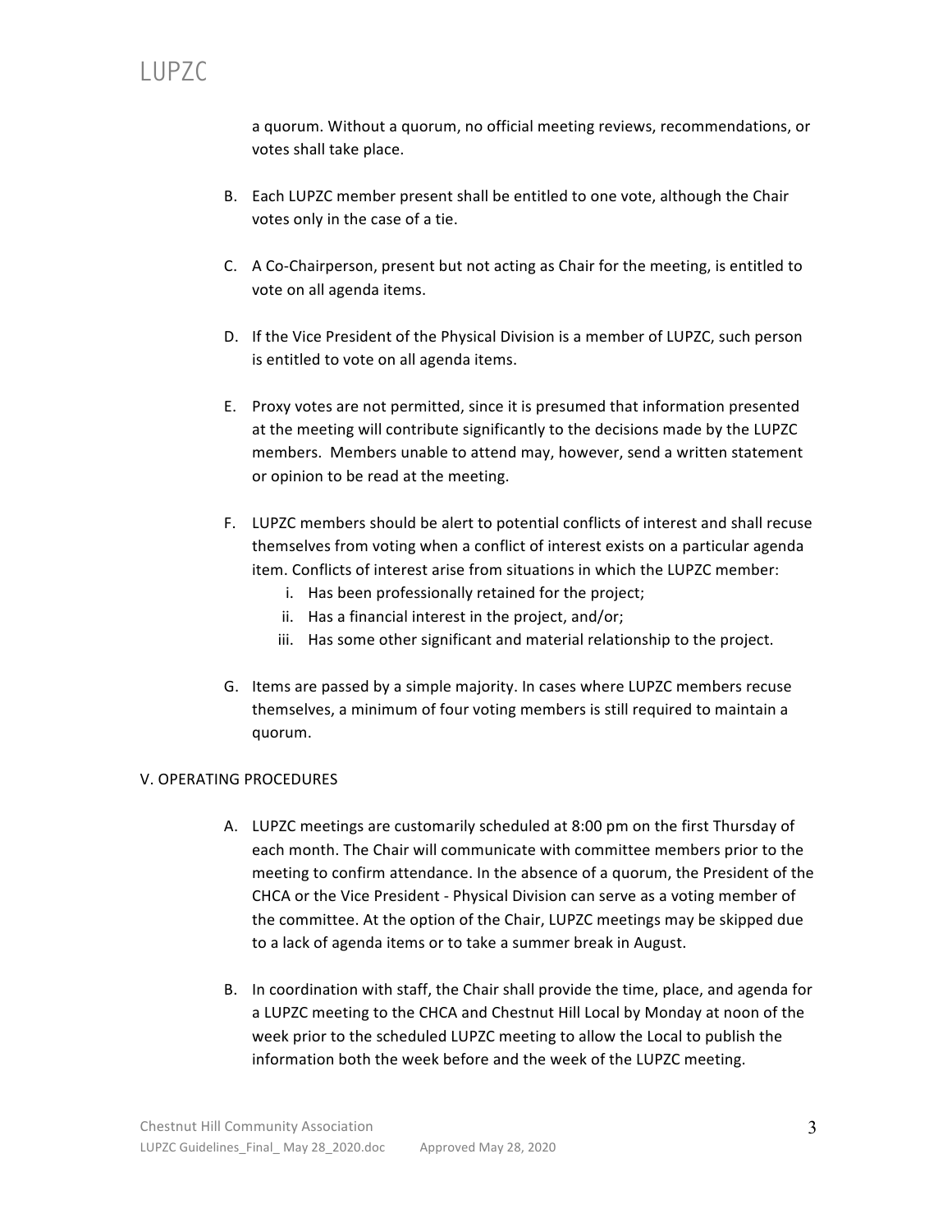a quorum. Without a quorum, no official meeting reviews, recommendations, or votes shall take place.

B. Each LUPZC member present shall be entitled to one vote, although the Chair votes only in the case of a tie.

C. A Co-Chairperson, present but not acting as Chair for the meeting, is entitled to vote on all agenda items.

D. If the Vice President of the Physical Division is a member of LUPZC, such person is entitled to vote on all agenda items.

E. Proxy votes are not permitted, since it is presumed that information presented at the meeting will contribute significantly to the decisions made by the LUPZC members. Members unable to attend may, however, send a written statement or opinion to be read at the meeting.

F. LUPZC members should be alert to potential conflicts of interest and shall recuse themselves from voting when a conflict of interest exists on a particular agenda item. Conflicts of interest arise from situations in which the LUPZC member:
   i. Has been professionally retained for the project;
   ii. Has a financial interest in the project, and/or;
   iii. Has some other significant and material relationship to the project.

G. Items are passed by a simple majority. In cases where LUPZC members recuse themselves, a minimum of four voting members is still required to maintain a quorum.

## V. OPERATING PROCEDURES

A. LUPZC meetings are customarily scheduled at 8:00 pm on the first Thursday of each month. The Chair will communicate with committee members prior to the meeting to confirm attendance. In the absence of a quorum, the President of the CHCA or the Vice President - Physical Division can serve as a voting member of the committee. At the option of the Chair, LUPZC meetings may be skipped due to a lack of agenda items or to take a summer break in August.

B. In coordination with staff, the Chair shall provide the time, place, and agenda for a LUPZC meeting to the CHCA and Chestnut Hill Local by Monday at noon of the week prior to the scheduled LUPZC meeting to allow the Local to publish the information both the week before and the week of the LUPZC meeting.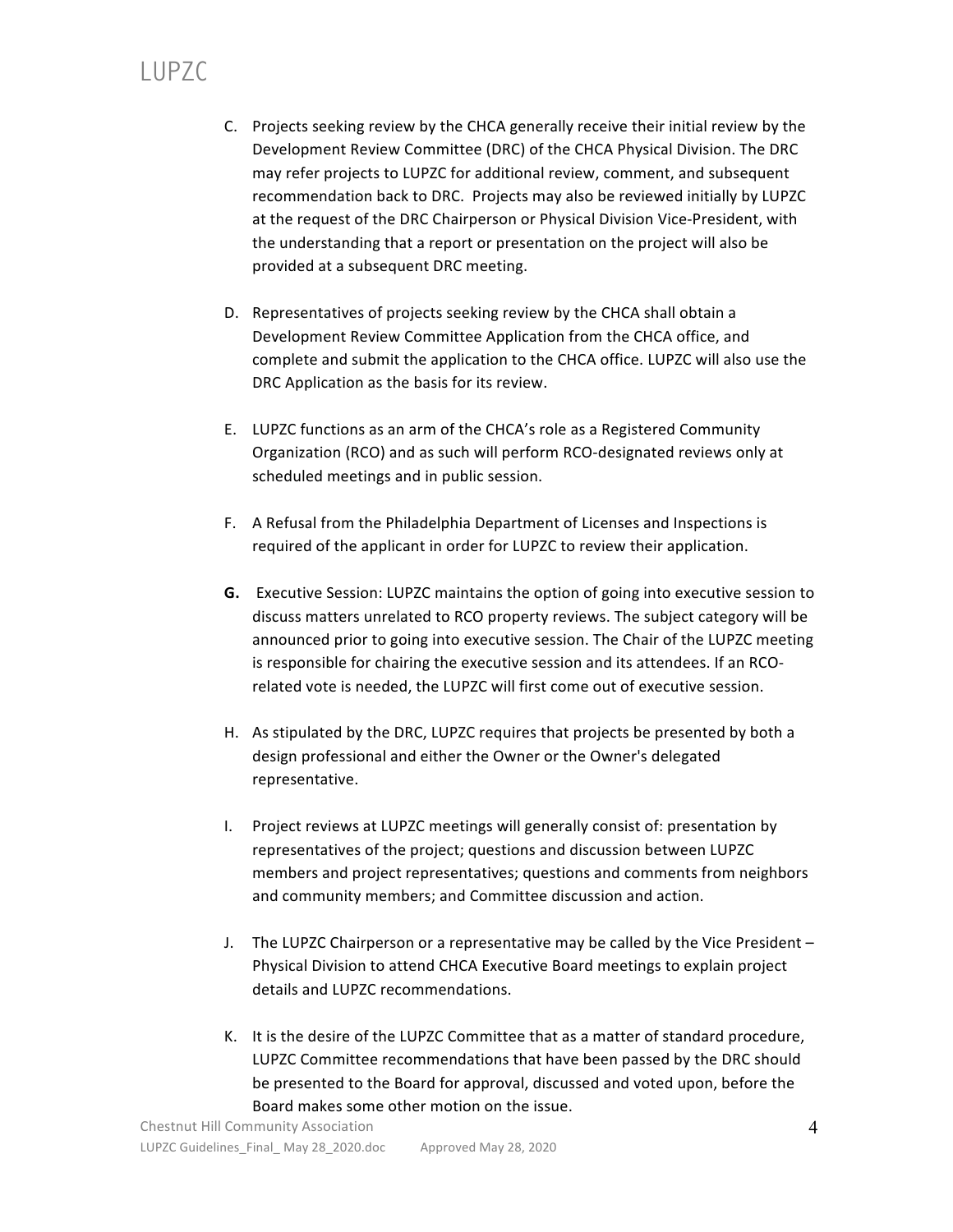C. Projects seeking review by the CHCA generally receive their initial review by the Development Review Committee (DRC) of the CHCA Physical Division. The DRC may refer projects to LUPZC for additional review, comment, and subsequent recommendation back to DRC. Projects may also be reviewed initially by LUPZC at the request of the DRC Chairperson or Physical Division Vice-President, with the understanding that a report or presentation on the project will also be provided at a subsequent DRC meeting.

D. Representatives of projects seeking review by the CHCA shall obtain a Development Review Committee Application from the CHCA office, and complete and submit the application to the CHCA office. LUPZC will also use the DRC Application as the basis for its review.

E. LUPZC functions as an arm of the CHCA's role as a Registered Community Organization (RCO) and as such will perform RCO-designated reviews only at scheduled meetings and in public session.

F. A Refusal from the Philadelphia Department of Licenses and Inspections is required of the applicant in order for LUPZC to review their application.

**G.** Executive Session: LUPZC maintains the option of going into executive session to discuss matters unrelated to RCO property reviews. The subject category will be announced prior to going into executive session. The Chair of the LUPZC meeting is responsible for chairing the executive session and its attendees. If an RCO-related vote is needed, the LUPZC will first come out of executive session.

H. As stipulated by the DRC, LUPZC requires that projects be presented by both a design professional and either the Owner or the Owner's delegated representative.

I. Project reviews at LUPZC meetings will generally consist of: presentation by representatives of the project; questions and discussion between LUPZC members and project representatives; questions and comments from neighbors and community members; and Committee discussion and action.

J. The LUPZC Chairperson or a representative may be called by the Vice President – Physical Division to attend CHCA Executive Board meetings to explain project details and LUPZC recommendations.

K. It is the desire of the LUPZC Committee that as a matter of standard procedure, LUPZC Committee recommendations that have been passed by the DRC should be presented to the Board for approval, discussed and voted upon, before the Board makes some other motion on the issue.